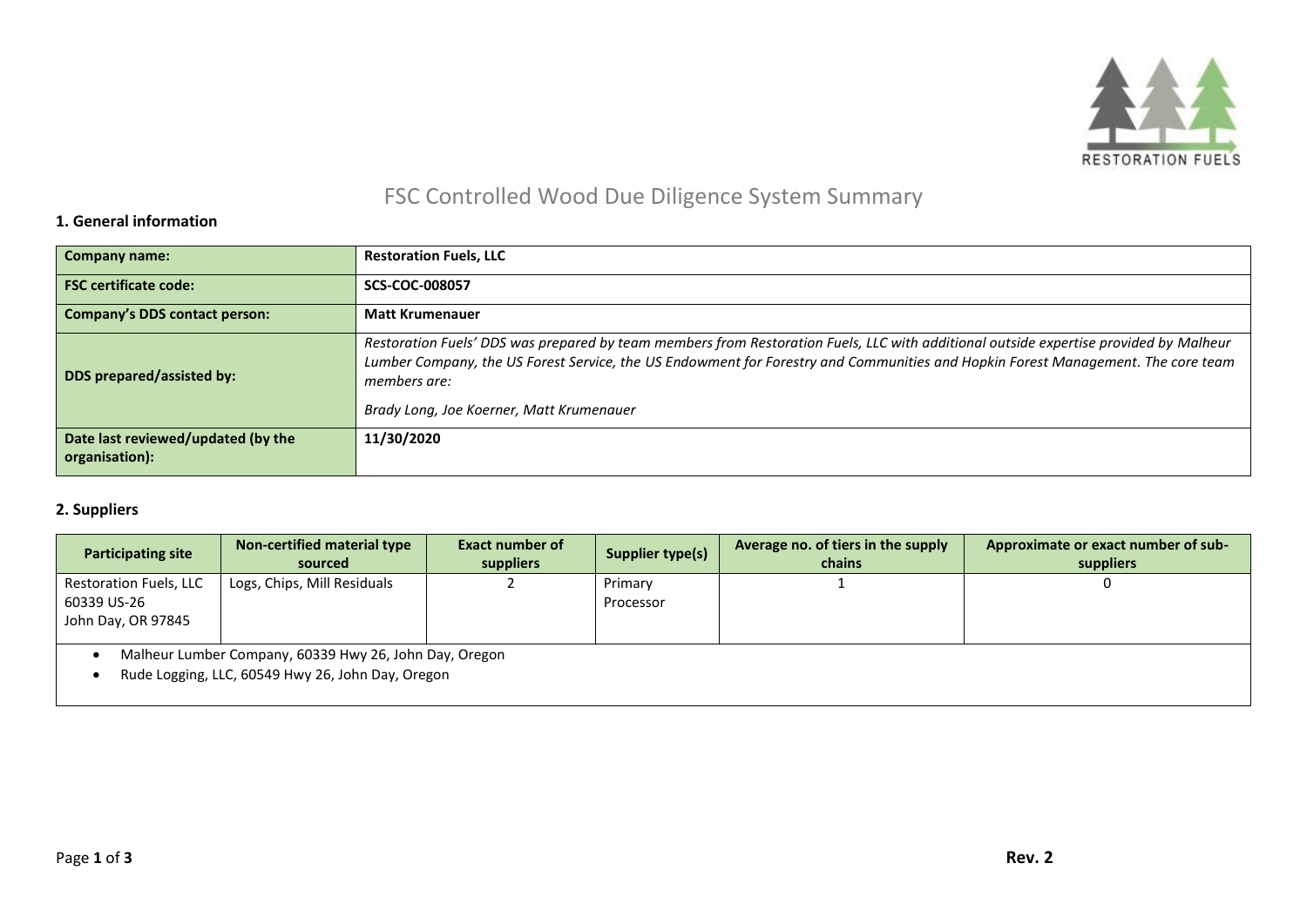# FSC Controlled Wood Due Diligence System Summary

## 1. General information

| Company name: | Restoration Fuels, LLC |
|---|---|
| FSC certificate code: | SCS-COC-008057 |
| Company's DDS contact person: | Matt Krumenauer |
| DDS prepared/assisted by: | *Restoration Fuels' DDS was prepared by team members from Restoration Fuels, LLC with additional outside expertise provided by Malheur Lumber Company, the US Forest Service, the US Endowment for Forestry and Communities and Hopkin Forest Management. The core team members are:*<br><br>*Brady Long, Joe Koerner, Matt Krumenauer* |
| Date last reviewed/updated (by the organisation): | 11/30/2020 |

## 2. Suppliers

| Participating site | Non-certified material type sourced | Exact number of suppliers | Supplier type(s) | Average no. of tiers in the supply chains | Approximate or exact number of sub-suppliers |
|---|---|---|---|---|---|
| Restoration Fuels, LLC 60339 US-26 John Day, OR 97845 | Logs, Chips, Mill Residuals | 2 | Primary Processor | 1 | 0 |

- Malheur Lumber Company, 60339 Hwy 26, John Day, Oregon
- Rude Logging, LLC, 60549 Hwy 26, John Day, Oregon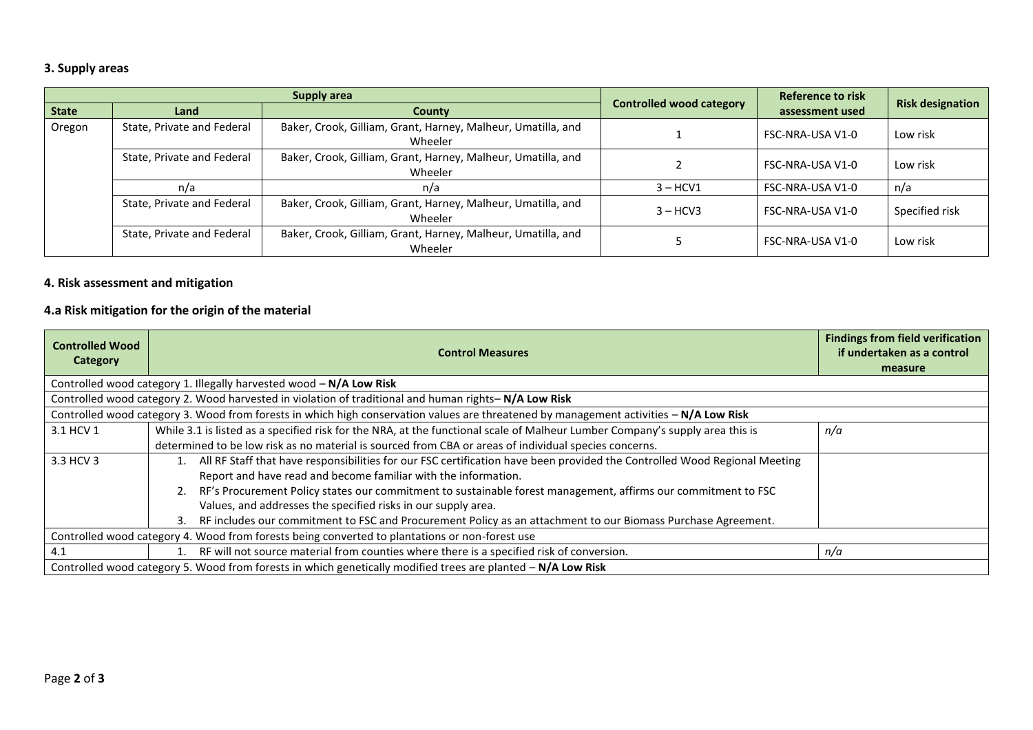### 3. Supply areas

| Supply area | | | Controlled wood category | Reference to risk assessment used | Risk designation |
|---|---|---|---|---|---|
| **State** | **Land** | **County** | | | |
| Oregon | State, Private and Federal | Baker, Crook, Gilliam, Grant, Harney, Malheur, Umatilla, and Wheeler | 1 | FSC-NRA-USA V1-0 | Low risk |
| | State, Private and Federal | Baker, Crook, Gilliam, Grant, Harney, Malheur, Umatilla, and Wheeler | 2 | FSC-NRA-USA V1-0 | Low risk |
| | n/a | n/a | 3 – HCV1 | FSC-NRA-USA V1-0 | n/a |
| | State, Private and Federal | Baker, Crook, Gilliam, Grant, Harney, Malheur, Umatilla, and Wheeler | 3 – HCV3 | FSC-NRA-USA V1-0 | Specified risk |
| | State, Private and Federal | Baker, Crook, Gilliam, Grant, Harney, Malheur, Umatilla, and Wheeler | 5 | FSC-NRA-USA V1-0 | Low risk |

### 4. Risk assessment and mitigation

### 4.a Risk mitigation for the origin of the material

| Controlled Wood Category | Control Measures | Findings from field verification if undertaken as a control measure |
|---|---|---|
| Controlled wood category 1. Illegally harvested wood – **N/A Low Risk** | | |
| Controlled wood category 2. Wood harvested in violation of traditional and human rights– **N/A Low Risk** | | |
| Controlled wood category 3. Wood from forests in which high conservation values are threatened by management activities – **N/A Low Risk** | | |
| 3.1 HCV 1 | While 3.1 is listed as a specified risk for the NRA, at the functional scale of Malheur Lumber Company's supply area this is determined to be low risk as no material is sourced from CBA or areas of individual species concerns. | *n/a* |
| 3.3 HCV 3 | 1. All RF Staff that have responsibilities for our FSC certification have been provided the Controlled Wood Regional Meeting Report and have read and become familiar with the information.<br>2. RF's Procurement Policy states our commitment to sustainable forest management, affirms our commitment to FSC Values, and addresses the specified risks in our supply area.<br>3. RF includes our commitment to FSC and Procurement Policy as an attachment to our Biomass Purchase Agreement. | |
| Controlled wood category 4. Wood from forests being converted to plantations or non-forest use | | |
| 4.1 | 1. RF will not source material from counties where there is a specified risk of conversion. | *n/a* |
| Controlled wood category 5. Wood from forests in which genetically modified trees are planted – **N/A Low Risk** | | |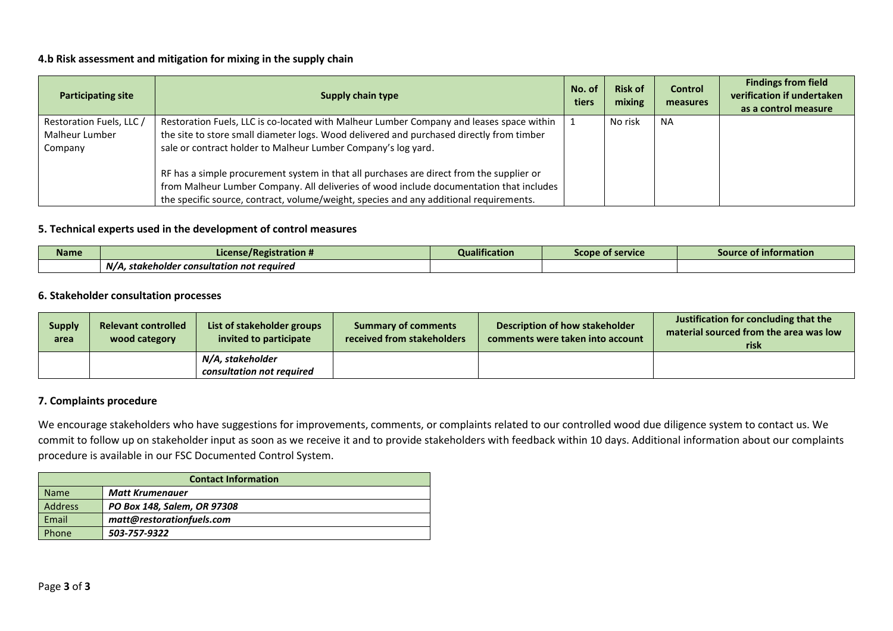### 4.b Risk assessment and mitigation for mixing in the supply chain

| Participating site | Supply chain type | No. of tiers | Risk of mixing | Control measures | Findings from field verification if undertaken as a control measure |
|---|---|---|---|---|---|
| Restoration Fuels, LLC / Malheur Lumber Company | Restoration Fuels, LLC is co-located with Malheur Lumber Company and leases space within the site to store small diameter logs. Wood delivered and purchased directly from timber sale or contract holder to Malheur Lumber Company's log yard.<br><br>RF has a simple procurement system in that all purchases are direct from the supplier or from Malheur Lumber Company. All deliveries of wood include documentation that includes the specific source, contract, volume/weight, species and any additional requirements. | 1 | No risk | NA | |

### 5. Technical experts used in the development of control measures

| Name | License/Registration # | Qualification | Scope of service | Source of information |
|---|---|---|---|---|
| | *N/A, stakeholder consultation not required* | | | |

### 6. Stakeholder consultation processes

| Supply area | Relevant controlled wood category | List of stakeholder groups invited to participate | Summary of comments received from stakeholders | Description of how stakeholder comments were taken into account | Justification for concluding that the material sourced from the area was low risk |
|---|---|---|---|---|---|
| | | *N/A, stakeholder consultation not required* | | | |

### 7. Complaints procedure

We encourage stakeholders who have suggestions for improvements, comments, or complaints related to our controlled wood due diligence system to contact us. We commit to follow up on stakeholder input as soon as we receive it and to provide stakeholders with feedback within 10 days. Additional information about our complaints procedure is available in our FSC Documented Control System.

| Contact Information | |
|---|---|
| Name | ***Matt Krumenauer*** |
| Address | ***PO Box 148, Salem, OR 97308*** |
| Email | ***matt@restorationfuels.com*** |
| Phone | ***503-757-9322*** |